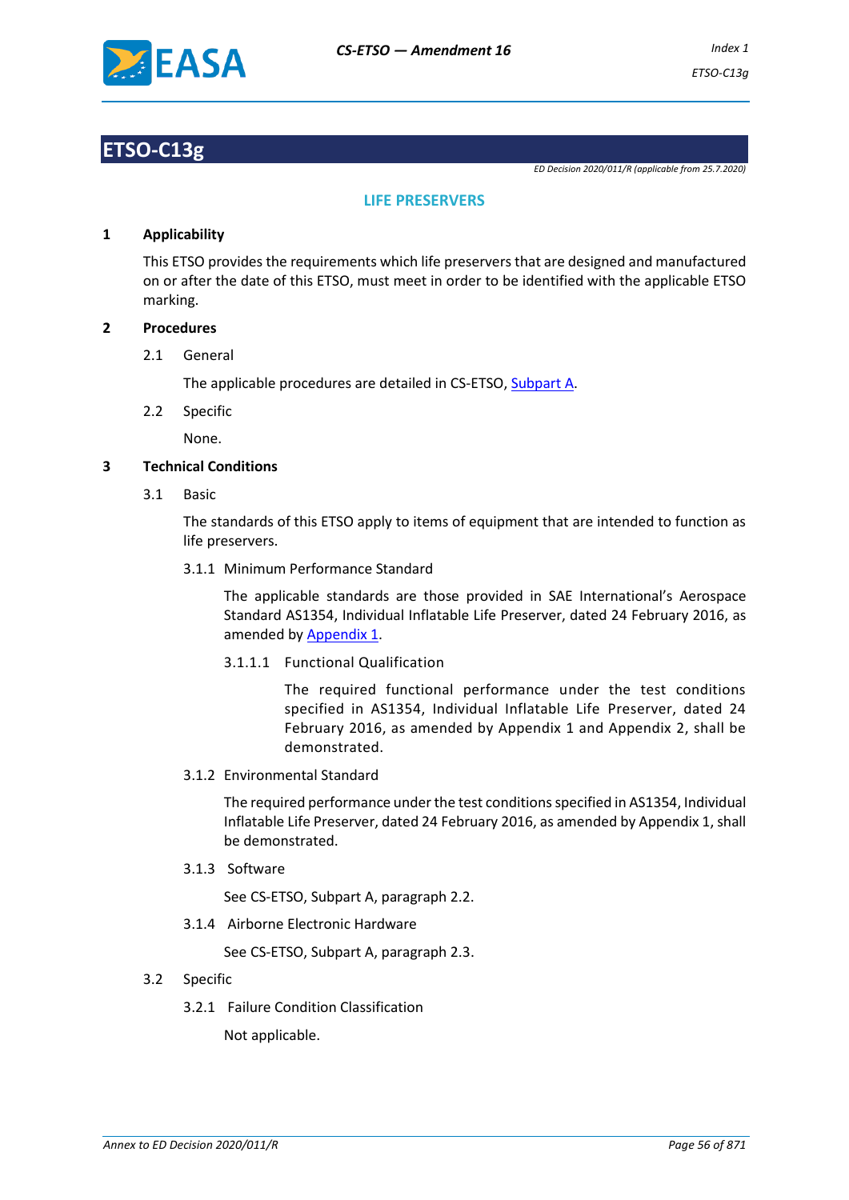# ETSO-C13g

*ED Decision 2020/011/R (applicable from 25.7.2020)*

## LIFE PRESERVERS

### 1 Applicability

This ETSO provides the requirements which life preservers that are designed and manufactured on or after the date of this ETSO, must meet in order to be identified with the applicable ETSO marking.

### 2 Procedures

2.1 General

The applicable procedures are detailed in CS-ETSO, Subpart A.

2.2 Specific

None.

### 3 Technical Conditions

3.1 Basic

The standards of this ETSO apply to items of equipment that are intended to function as life preservers.

3.1.1 Minimum Performance Standard

The applicable standards are those provided in SAE International's Aerospace Standard AS1354, Individual Inflatable Life Preserver, dated 24 February 2016, as amended by Appendix 1.

3.1.1.1 Functional Qualification

The required functional performance under the test conditions specified in AS1354, Individual Inflatable Life Preserver, dated 24 February 2016, as amended by Appendix 1 and Appendix 2, shall be demonstrated.

3.1.2 Environmental Standard

The required performance under the test conditions specified in AS1354, Individual Inflatable Life Preserver, dated 24 February 2016, as amended by Appendix 1, shall be demonstrated.

3.1.3 Software

See CS-ETSO, Subpart A, paragraph 2.2.

3.1.4 Airborne Electronic Hardware

See CS-ETSO, Subpart A, paragraph 2.3.

3.2 Specific

3.2.1 Failure Condition Classification

Not applicable.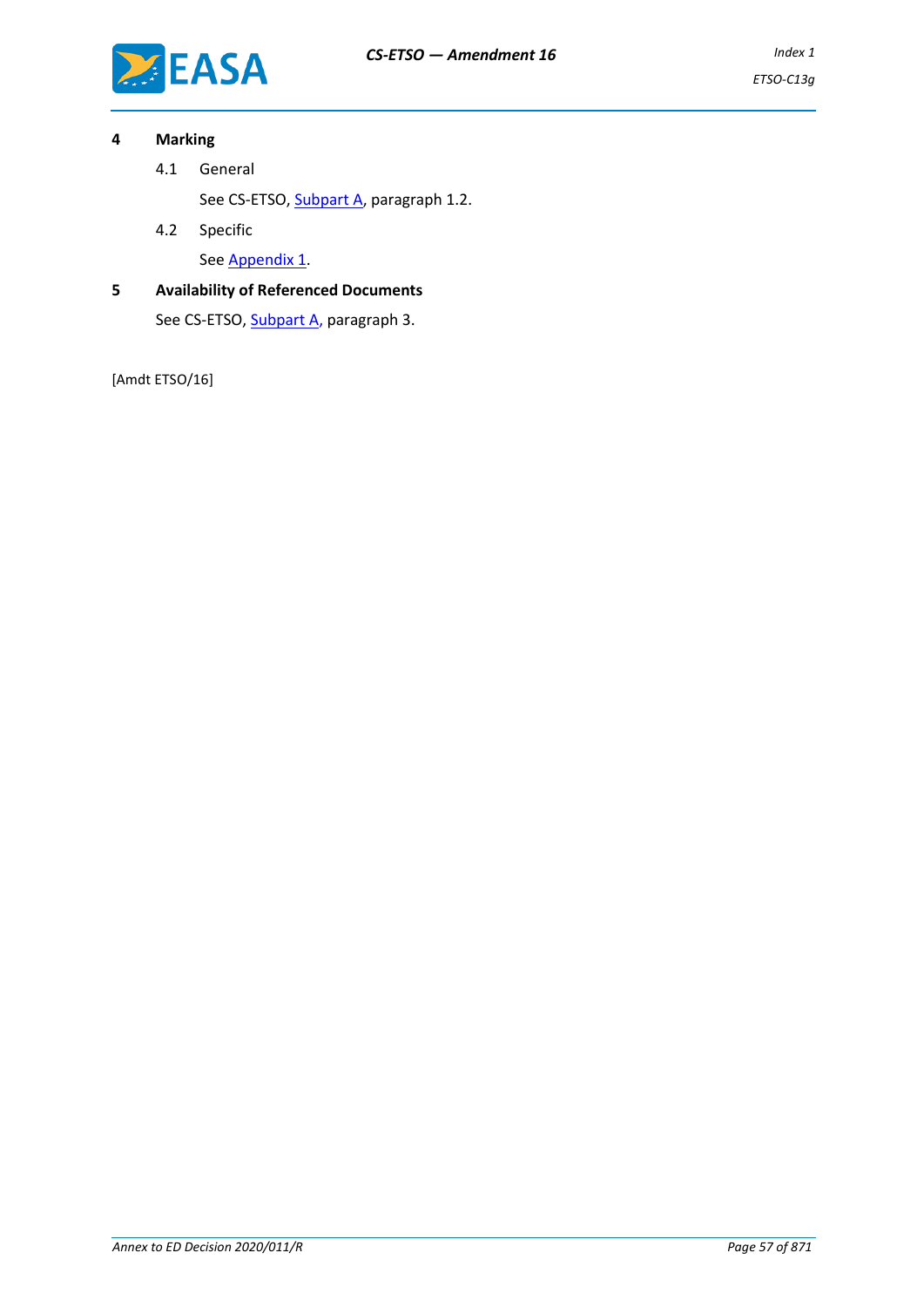## 4 Marking

### 4.1 General

See CS-ETSO, Subpart A, paragraph 1.2.

### 4.2 Specific

See Appendix 1.

## 5 Availability of Referenced Documents

See CS-ETSO, Subpart A, paragraph 3.

[Amdt ETSO/16]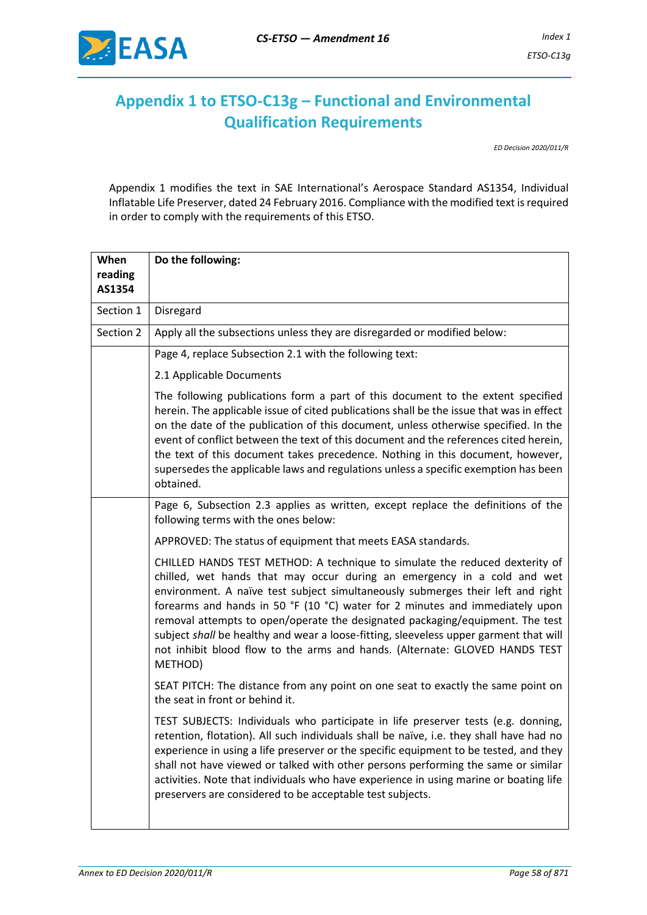# Appendix 1 to ETSO-C13g – Functional and Environmental Qualification Requirements

*ED Decision 2020/011/R*

Appendix 1 modifies the text in SAE International's Aerospace Standard AS1354, Individual Inflatable Life Preserver, dated 24 February 2016. Compliance with the modified text is required in order to comply with the requirements of this ETSO.

| When reading AS1354 | Do the following: |
|---|---|
| Section 1 | Disregard |
| Section 2 | Apply all the subsections unless they are disregarded or modified below: |
| | Page 4, replace Subsection 2.1 with the following text:<br><br>2.1 Applicable Documents<br><br>The following publications form a part of this document to the extent specified herein. The applicable issue of cited publications shall be the issue that was in effect on the date of the publication of this document, unless otherwise specified. In the event of conflict between the text of this document and the references cited herein, the text of this document takes precedence. Nothing in this document, however, supersedes the applicable laws and regulations unless a specific exemption has been obtained. |
| | Page 6, Subsection 2.3 applies as written, except replace the definitions of the following terms with the ones below:<br><br>APPROVED: The status of equipment that meets EASA standards.<br><br>CHILLED HANDS TEST METHOD: A technique to simulate the reduced dexterity of chilled, wet hands that may occur during an emergency in a cold and wet environment. A naïve test subject simultaneously submerges their left and right forearms and hands in 50 °F (10 °C) water for 2 minutes and immediately upon removal attempts to open/operate the designated packaging/equipment. The test subject *shall* be healthy and wear a loose-fitting, sleeveless upper garment that will not inhibit blood flow to the arms and hands. (Alternate: GLOVED HANDS TEST METHOD)<br><br>SEAT PITCH: The distance from any point on one seat to exactly the same point on the seat in front or behind it.<br><br>TEST SUBJECTS: Individuals who participate in life preserver tests (e.g. donning, retention, flotation). All such individuals shall be naïve, i.e. they shall have had no experience in using a life preserver or the specific equipment to be tested, and they shall not have viewed or talked with other persons performing the same or similar activities. Note that individuals who have experience in using marine or boating life preservers are considered to be acceptable test subjects. |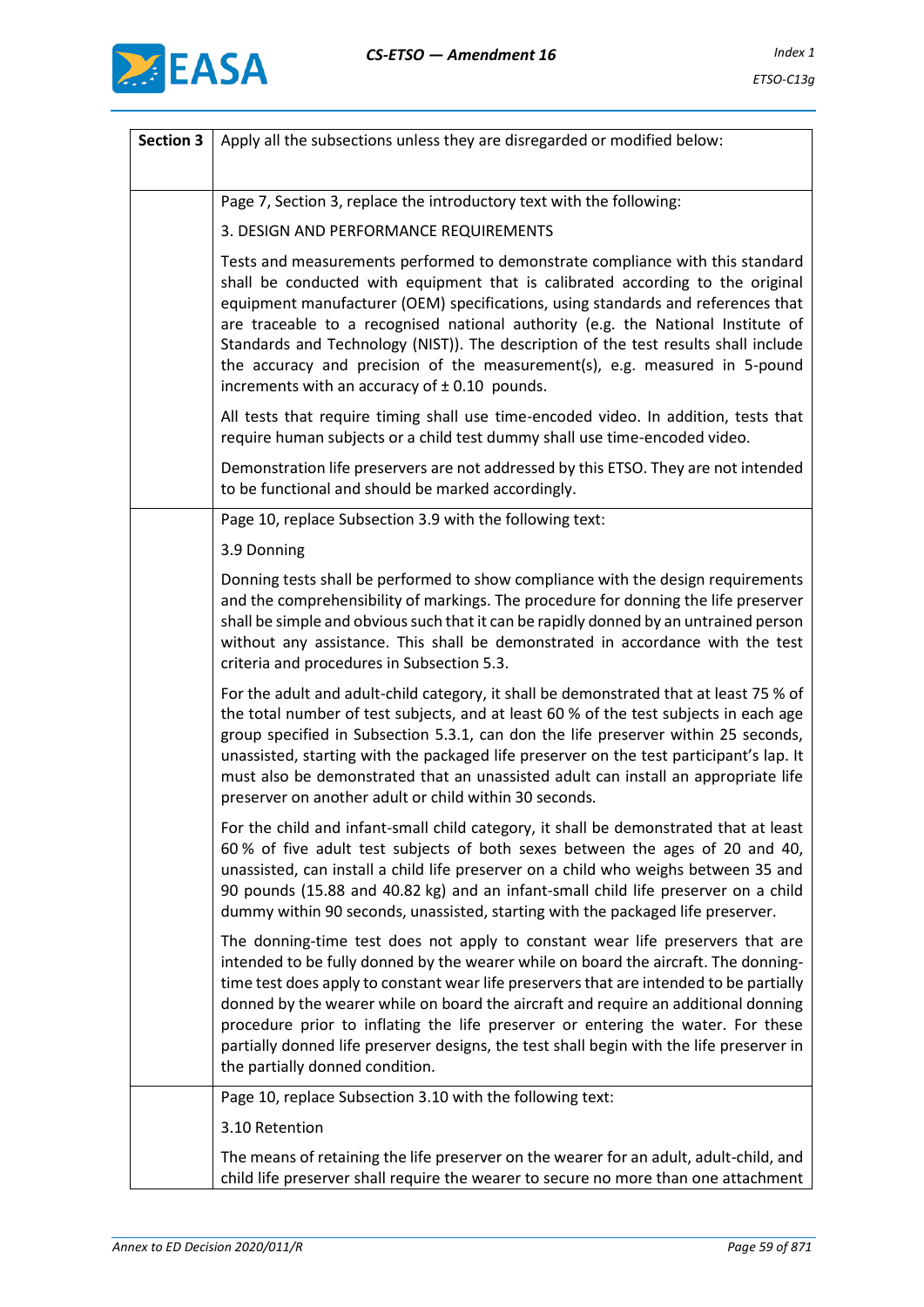| Section 3 | Apply all the subsections unless they are disregarded or modified below: |
|---|---|
| | Page 7, Section 3, replace the introductory text with the following:<br><br>3. DESIGN AND PERFORMANCE REQUIREMENTS<br><br>Tests and measurements performed to demonstrate compliance with this standard shall be conducted with equipment that is calibrated according to the original equipment manufacturer (OEM) specifications, using standards and references that are traceable to a recognised national authority (e.g. the National Institute of Standards and Technology (NIST)). The description of the test results shall include the accuracy and precision of the measurement(s), e.g. measured in 5-pound increments with an accuracy of ± 0.10 pounds.<br><br>All tests that require timing shall use time-encoded video. In addition, tests that require human subjects or a child test dummy shall use time-encoded video.<br><br>Demonstration life preservers are not addressed by this ETSO. They are not intended to be functional and should be marked accordingly. |
| | Page 10, replace Subsection 3.9 with the following text:<br><br>3.9 Donning<br><br>Donning tests shall be performed to show compliance with the design requirements and the comprehensibility of markings. The procedure for donning the life preserver shall be simple and obvious such that it can be rapidly donned by an untrained person without any assistance. This shall be demonstrated in accordance with the test criteria and procedures in Subsection 5.3.<br><br>For the adult and adult-child category, it shall be demonstrated that at least 75 % of the total number of test subjects, and at least 60 % of the test subjects in each age group specified in Subsection 5.3.1, can don the life preserver within 25 seconds, unassisted, starting with the packaged life preserver on the test participant's lap. It must also be demonstrated that an unassisted adult can install an appropriate life preserver on another adult or child within 30 seconds.<br><br>For the child and infant-small child category, it shall be demonstrated that at least 60 % of five adult test subjects of both sexes between the ages of 20 and 40, unassisted, can install a child life preserver on a child who weighs between 35 and 90 pounds (15.88 and 40.82 kg) and an infant-small child life preserver on a child dummy within 90 seconds, unassisted, starting with the packaged life preserver.<br><br>The donning-time test does not apply to constant wear life preservers that are intended to be fully donned by the wearer while on board the aircraft. The donning-time test does apply to constant wear life preservers that are intended to be partially donned by the wearer while on board the aircraft and require an additional donning procedure prior to inflating the life preserver or entering the water. For these partially donned life preserver designs, the test shall begin with the life preserver in the partially donned condition. |
| | Page 10, replace Subsection 3.10 with the following text:<br><br>3.10 Retention<br><br>The means of retaining the life preserver on the wearer for an adult, adult-child, and child life preserver shall require the wearer to secure no more than one attachment |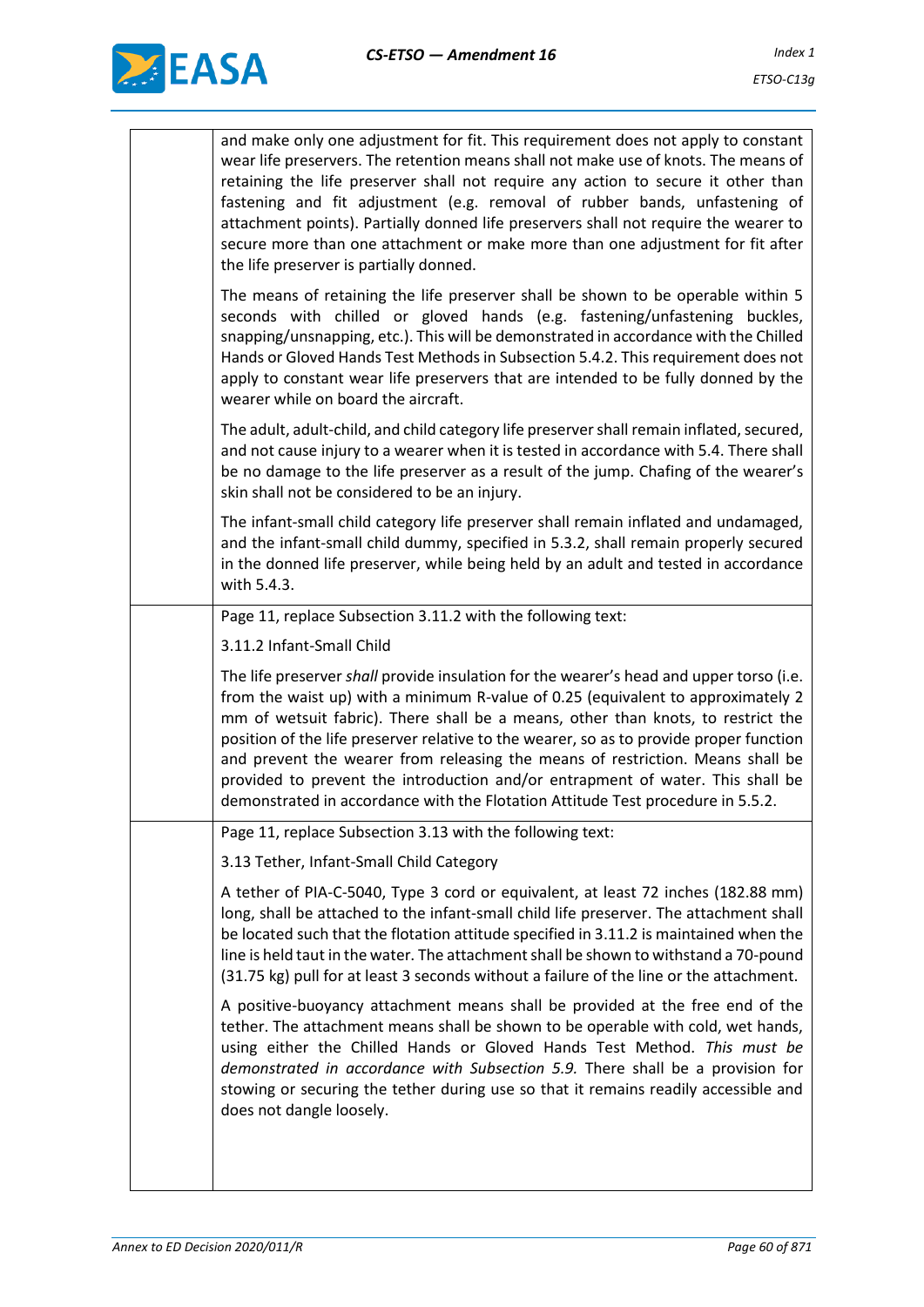| | |
|---|---|
| | and make only one adjustment for fit. This requirement does not apply to constant wear life preservers. The retention means shall not make use of knots. The means of retaining the life preserver shall not require any action to secure it other than fastening and fit adjustment (e.g. removal of rubber bands, unfastening of attachment points). Partially donned life preservers shall not require the wearer to secure more than one attachment or make more than one adjustment for fit after the life preserver is partially donned.<br><br>The means of retaining the life preserver shall be shown to be operable within 5 seconds with chilled or gloved hands (e.g. fastening/unfastening buckles, snapping/unsnapping, etc.). This will be demonstrated in accordance with the Chilled Hands or Gloved Hands Test Methods in Subsection 5.4.2. This requirement does not apply to constant wear life preservers that are intended to be fully donned by the wearer while on board the aircraft.<br><br>The adult, adult-child, and child category life preserver shall remain inflated, secured, and not cause injury to a wearer when it is tested in accordance with 5.4. There shall be no damage to the life preserver as a result of the jump. Chafing of the wearer's skin shall not be considered to be an injury.<br><br>The infant-small child category life preserver shall remain inflated and undamaged, and the infant-small child dummy, specified in 5.3.2, shall remain properly secured in the donned life preserver, while being held by an adult and tested in accordance with 5.4.3. |
| | Page 11, replace Subsection 3.11.2 with the following text:<br><br>3.11.2 Infant-Small Child<br><br>The life preserver *shall* provide insulation for the wearer's head and upper torso (i.e. from the waist up) with a minimum R-value of 0.25 (equivalent to approximately 2 mm of wetsuit fabric). There shall be a means, other than knots, to restrict the position of the life preserver relative to the wearer, so as to provide proper function and prevent the wearer from releasing the means of restriction. Means shall be provided to prevent the introduction and/or entrapment of water. This shall be demonstrated in accordance with the Flotation Attitude Test procedure in 5.5.2. |
| | Page 11, replace Subsection 3.13 with the following text:<br><br>3.13 Tether, Infant-Small Child Category<br><br>A tether of PIA-C-5040, Type 3 cord or equivalent, at least 72 inches (182.88 mm) long, shall be attached to the infant-small child life preserver. The attachment shall be located such that the flotation attitude specified in 3.11.2 is maintained when the line is held taut in the water. The attachment shall be shown to withstand a 70-pound (31.75 kg) pull for at least 3 seconds without a failure of the line or the attachment.<br><br>A positive-buoyancy attachment means shall be provided at the free end of the tether. The attachment means shall be shown to be operable with cold, wet hands, using either the Chilled Hands or Gloved Hands Test Method. *This must be demonstrated in accordance with Subsection 5.9.* There shall be a provision for stowing or securing the tether during use so that it remains readily accessible and does not dangle loosely. |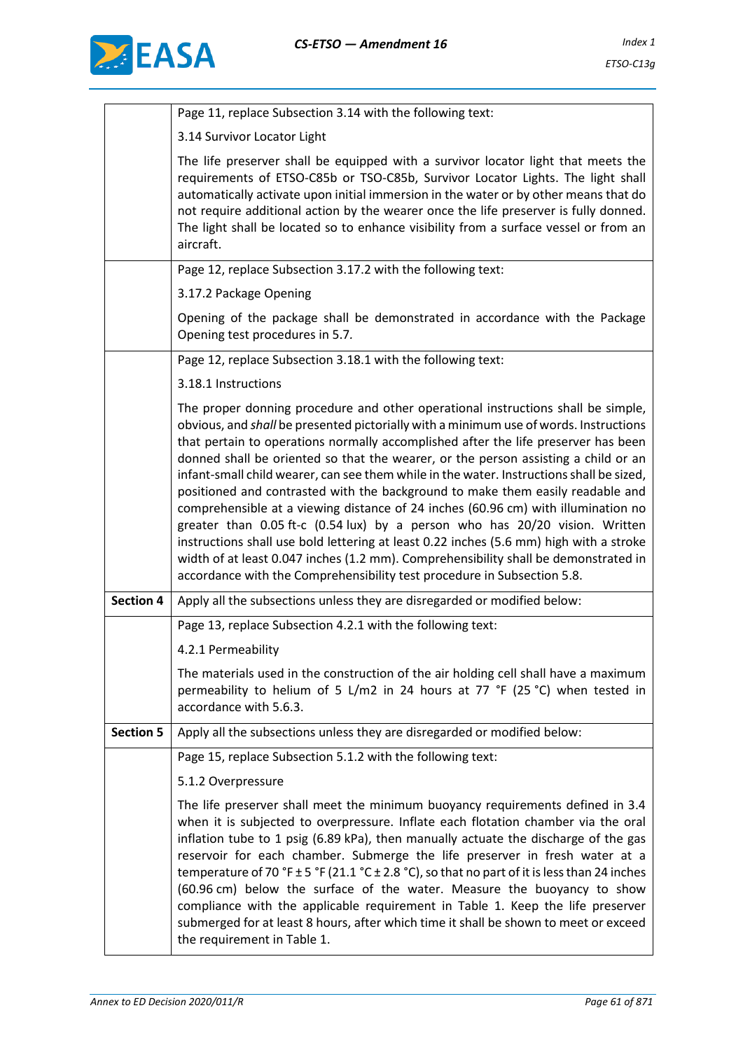| | |
|---|---|
| | Page 11, replace Subsection 3.14 with the following text:<br><br>3.14 Survivor Locator Light<br><br>The life preserver shall be equipped with a survivor locator light that meets the requirements of ETSO-C85b or TSO-C85b, Survivor Locator Lights. The light shall automatically activate upon initial immersion in the water or by other means that do not require additional action by the wearer once the life preserver is fully donned. The light shall be located so to enhance visibility from a surface vessel or from an aircraft. |
| | Page 12, replace Subsection 3.17.2 with the following text:<br><br>3.17.2 Package Opening<br><br>Opening of the package shall be demonstrated in accordance with the Package Opening test procedures in 5.7. |
| | Page 12, replace Subsection 3.18.1 with the following text:<br><br>3.18.1 Instructions<br><br>The proper donning procedure and other operational instructions shall be simple, obvious, and *shall* be presented pictorially with a minimum use of words. Instructions that pertain to operations normally accomplished after the life preserver has been donned shall be oriented so that the wearer, or the person assisting a child or an infant-small child wearer, can see them while in the water. Instructions shall be sized, positioned and contrasted with the background to make them easily readable and comprehensible at a viewing distance of 24 inches (60.96 cm) with illumination no greater than 0.05 ft-c (0.54 lux) by a person who has 20/20 vision. Written instructions shall use bold lettering at least 0.22 inches (5.6 mm) high with a stroke width of at least 0.047 inches (1.2 mm). Comprehensibility shall be demonstrated in accordance with the Comprehensibility test procedure in Subsection 5.8. |
| **Section 4** | Apply all the subsections unless they are disregarded or modified below: |
| | Page 13, replace Subsection 4.2.1 with the following text:<br><br>4.2.1 Permeability<br><br>The materials used in the construction of the air holding cell shall have a maximum permeability to helium of 5 L/m2 in 24 hours at 77 °F (25 °C) when tested in accordance with 5.6.3. |
| **Section 5** | Apply all the subsections unless they are disregarded or modified below: |
| | Page 15, replace Subsection 5.1.2 with the following text:<br><br>5.1.2 Overpressure<br><br>The life preserver shall meet the minimum buoyancy requirements defined in 3.4 when it is subjected to overpressure. Inflate each flotation chamber via the oral inflation tube to 1 psig (6.89 kPa), then manually actuate the discharge of the gas reservoir for each chamber. Submerge the life preserver in fresh water at a temperature of 70 °F ± 5 °F (21.1 °C ± 2.8 °C), so that no part of it is less than 24 inches (60.96 cm) below the surface of the water. Measure the buoyancy to show compliance with the applicable requirement in Table 1. Keep the life preserver submerged for at least 8 hours, after which time it shall be shown to meet or exceed the requirement in Table 1. |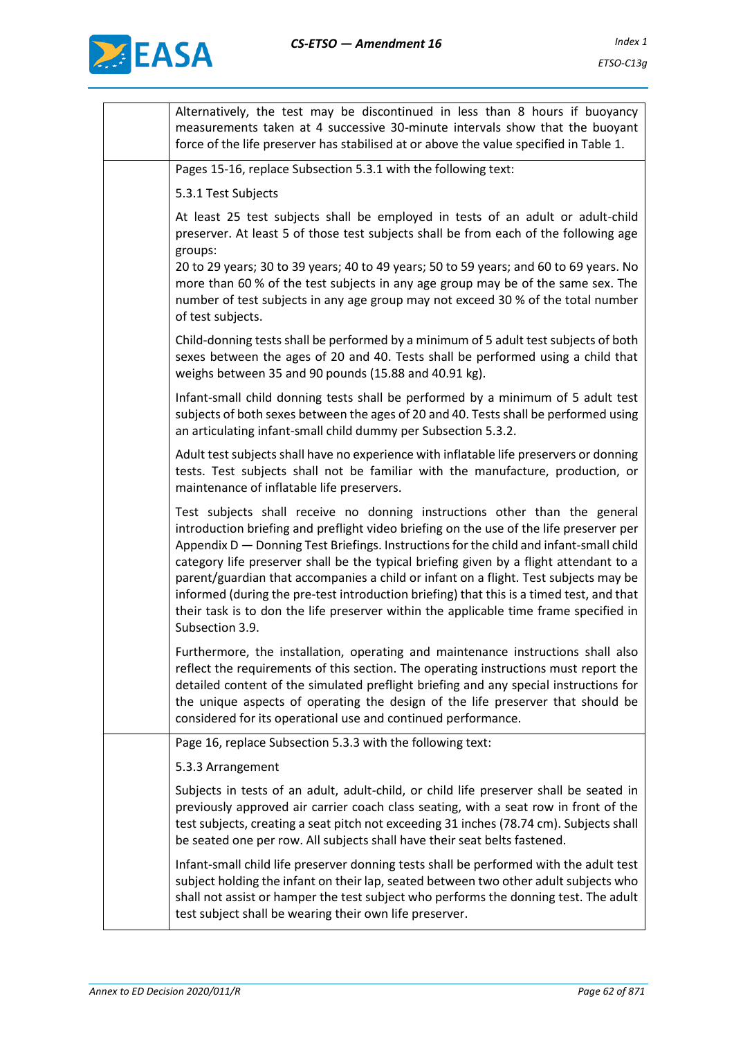| | |
|---|---|
| | Alternatively, the test may be discontinued in less than 8 hours if buoyancy measurements taken at 4 successive 30-minute intervals show that the buoyant force of the life preserver has stabilised at or above the value specified in Table 1. |
| | Pages 15-16, replace Subsection 5.3.1 with the following text:<br><br>5.3.1 Test Subjects<br><br>At least 25 test subjects shall be employed in tests of an adult or adult-child preserver. At least 5 of those test subjects shall be from each of the following age groups:<br>20 to 29 years; 30 to 39 years; 40 to 49 years; 50 to 59 years; and 60 to 69 years. No more than 60 % of the test subjects in any age group may be of the same sex. The number of test subjects in any age group may not exceed 30 % of the total number of test subjects.<br><br>Child-donning tests shall be performed by a minimum of 5 adult test subjects of both sexes between the ages of 20 and 40. Tests shall be performed using a child that weighs between 35 and 90 pounds (15.88 and 40.91 kg).<br><br>Infant-small child donning tests shall be performed by a minimum of 5 adult test subjects of both sexes between the ages of 20 and 40. Tests shall be performed using an articulating infant-small child dummy per Subsection 5.3.2.<br><br>Adult test subjects shall have no experience with inflatable life preservers or donning tests. Test subjects shall not be familiar with the manufacture, production, or maintenance of inflatable life preservers.<br><br>Test subjects shall receive no donning instructions other than the general introduction briefing and preflight video briefing on the use of the life preserver per Appendix D — Donning Test Briefings. Instructions for the child and infant-small child category life preserver shall be the typical briefing given by a flight attendant to a parent/guardian that accompanies a child or infant on a flight. Test subjects may be informed (during the pre-test introduction briefing) that this is a timed test, and that their task is to don the life preserver within the applicable time frame specified in Subsection 3.9.<br><br>Furthermore, the installation, operating and maintenance instructions shall also reflect the requirements of this section. The operating instructions must report the detailed content of the simulated preflight briefing and any special instructions for the unique aspects of operating the design of the life preserver that should be considered for its operational use and continued performance. |
| | Page 16, replace Subsection 5.3.3 with the following text:<br><br>5.3.3 Arrangement<br><br>Subjects in tests of an adult, adult-child, or child life preserver shall be seated in previously approved air carrier coach class seating, with a seat row in front of the test subjects, creating a seat pitch not exceeding 31 inches (78.74 cm). Subjects shall be seated one per row. All subjects shall have their seat belts fastened.<br><br>Infant-small child life preserver donning tests shall be performed with the adult test subject holding the infant on their lap, seated between two other adult subjects who shall not assist or hamper the test subject who performs the donning test. The adult test subject shall be wearing their own life preserver. |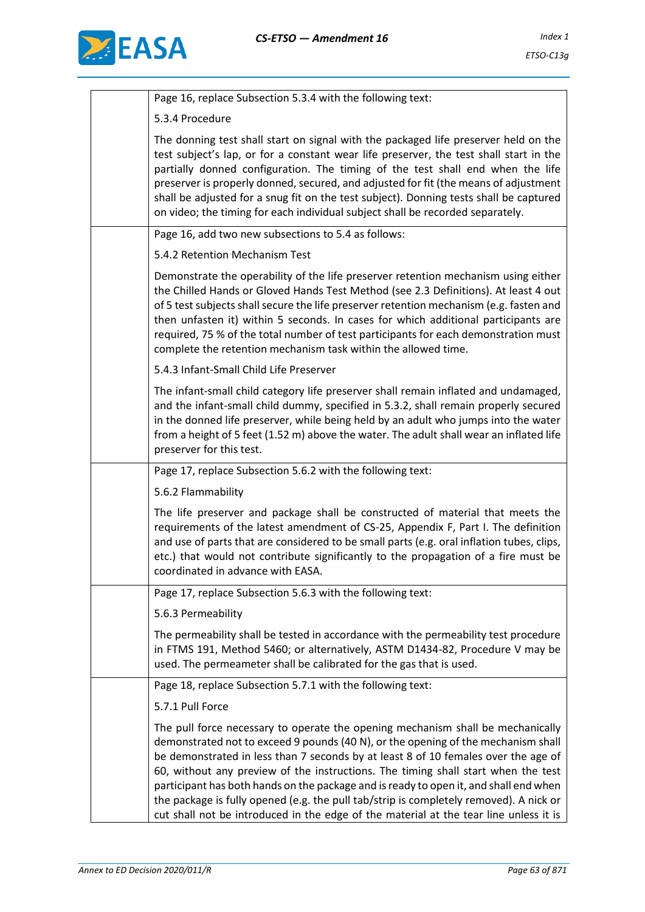| | |
|---|---|
| | Page 16, replace Subsection 5.3.4 with the following text:<br><br>5.3.4 Procedure<br><br>The donning test shall start on signal with the packaged life preserver held on the test subject's lap, or for a constant wear life preserver, the test shall start in the partially donned configuration. The timing of the test shall end when the life preserver is properly donned, secured, and adjusted for fit (the means of adjustment shall be adjusted for a snug fit on the test subject). Donning tests shall be captured on video; the timing for each individual subject shall be recorded separately. |
| | Page 16, add two new subsections to 5.4 as follows:<br><br>5.4.2 Retention Mechanism Test<br><br>Demonstrate the operability of the life preserver retention mechanism using either the Chilled Hands or Gloved Hands Test Method (see 2.3 Definitions). At least 4 out of 5 test subjects shall secure the life preserver retention mechanism (e.g. fasten and then unfasten it) within 5 seconds. In cases for which additional participants are required, 75 % of the total number of test participants for each demonstration must complete the retention mechanism task within the allowed time.<br><br>5.4.3 Infant-Small Child Life Preserver<br><br>The infant-small child category life preserver shall remain inflated and undamaged, and the infant-small child dummy, specified in 5.3.2, shall remain properly secured in the donned life preserver, while being held by an adult who jumps into the water from a height of 5 feet (1.52 m) above the water. The adult shall wear an inflated life preserver for this test. |
| | Page 17, replace Subsection 5.6.2 with the following text:<br><br>5.6.2 Flammability<br><br>The life preserver and package shall be constructed of material that meets the requirements of the latest amendment of CS-25, Appendix F, Part I. The definition and use of parts that are considered to be small parts (e.g. oral inflation tubes, clips, etc.) that would not contribute significantly to the propagation of a fire must be coordinated in advance with EASA. |
| | Page 17, replace Subsection 5.6.3 with the following text:<br><br>5.6.3 Permeability<br><br>The permeability shall be tested in accordance with the permeability test procedure in FTMS 191, Method 5460; or alternatively, ASTM D1434-82, Procedure V may be used. The permeameter shall be calibrated for the gas that is used. |
| | Page 18, replace Subsection 5.7.1 with the following text:<br><br>5.7.1 Pull Force<br><br>The pull force necessary to operate the opening mechanism shall be mechanically demonstrated not to exceed 9 pounds (40 N), or the opening of the mechanism shall be demonstrated in less than 7 seconds by at least 8 of 10 females over the age of 60, without any preview of the instructions. The timing shall start when the test participant has both hands on the package and is ready to open it, and shall end when the package is fully opened (e.g. the pull tab/strip is completely removed). A nick or cut shall not be introduced in the edge of the material at the tear line unless it is |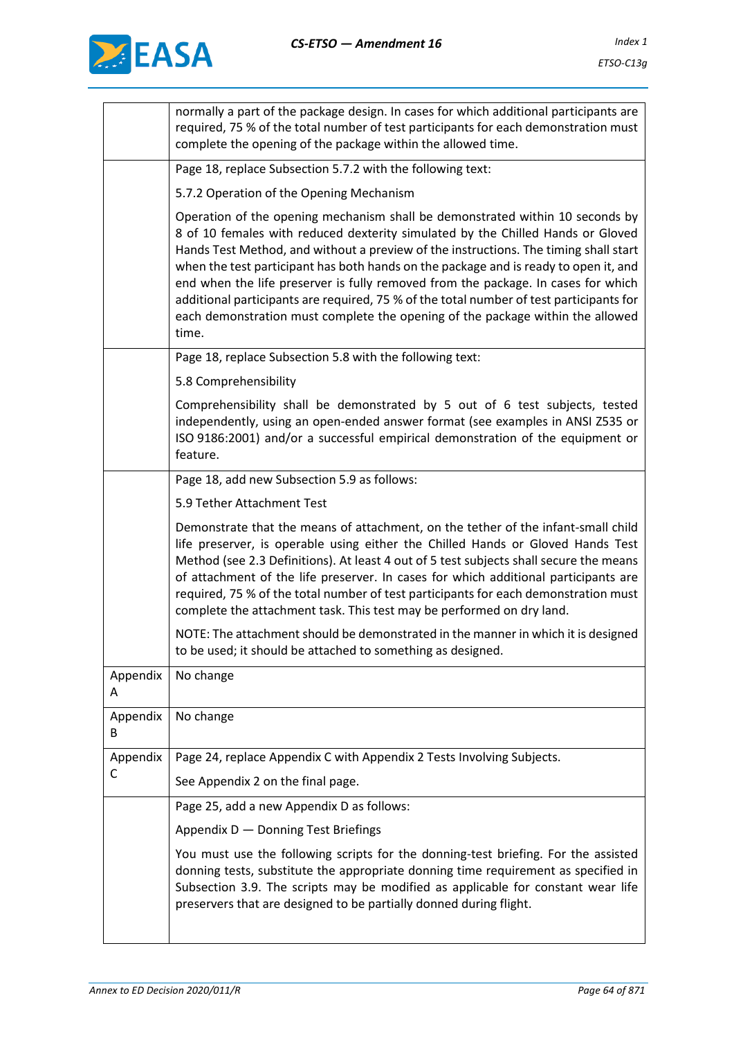|  |  |
|---|---|
|  | normally a part of the package design. In cases for which additional participants are required, 75 % of the total number of test participants for each demonstration must complete the opening of the package within the allowed time. |
|  | Page 18, replace Subsection 5.7.2 with the following text:<br><br>5.7.2 Operation of the Opening Mechanism<br><br>Operation of the opening mechanism shall be demonstrated within 10 seconds by 8 of 10 females with reduced dexterity simulated by the Chilled Hands or Gloved Hands Test Method, and without a preview of the instructions. The timing shall start when the test participant has both hands on the package and is ready to open it, and end when the life preserver is fully removed from the package. In cases for which additional participants are required, 75 % of the total number of test participants for each demonstration must complete the opening of the package within the allowed time. |
|  | Page 18, replace Subsection 5.8 with the following text:<br><br>5.8 Comprehensibility<br><br>Comprehensibility shall be demonstrated by 5 out of 6 test subjects, tested independently, using an open-ended answer format (see examples in ANSI Z535 or ISO 9186:2001) and/or a successful empirical demonstration of the equipment or feature. |
|  | Page 18, add new Subsection 5.9 as follows:<br><br>5.9 Tether Attachment Test<br><br>Demonstrate that the means of attachment, on the tether of the infant-small child life preserver, is operable using either the Chilled Hands or Gloved Hands Test Method (see 2.3 Definitions). At least 4 out of 5 test subjects shall secure the means of attachment of the life preserver. In cases for which additional participants are required, 75 % of the total number of test participants for each demonstration must complete the attachment task. This test may be performed on dry land.<br><br>NOTE: The attachment should be demonstrated in the manner in which it is designed to be used; it should be attached to something as designed. |
| Appendix A | No change |
| Appendix B | No change |
| Appendix C | Page 24, replace Appendix C with Appendix 2 Tests Involving Subjects.<br><br>See Appendix 2 on the final page. |
|  | Page 25, add a new Appendix D as follows:<br><br>Appendix D — Donning Test Briefings<br><br>You must use the following scripts for the donning-test briefing. For the assisted donning tests, substitute the appropriate donning time requirement as specified in Subsection 3.9. The scripts may be modified as applicable for constant wear life preservers that are designed to be partially donned during flight. |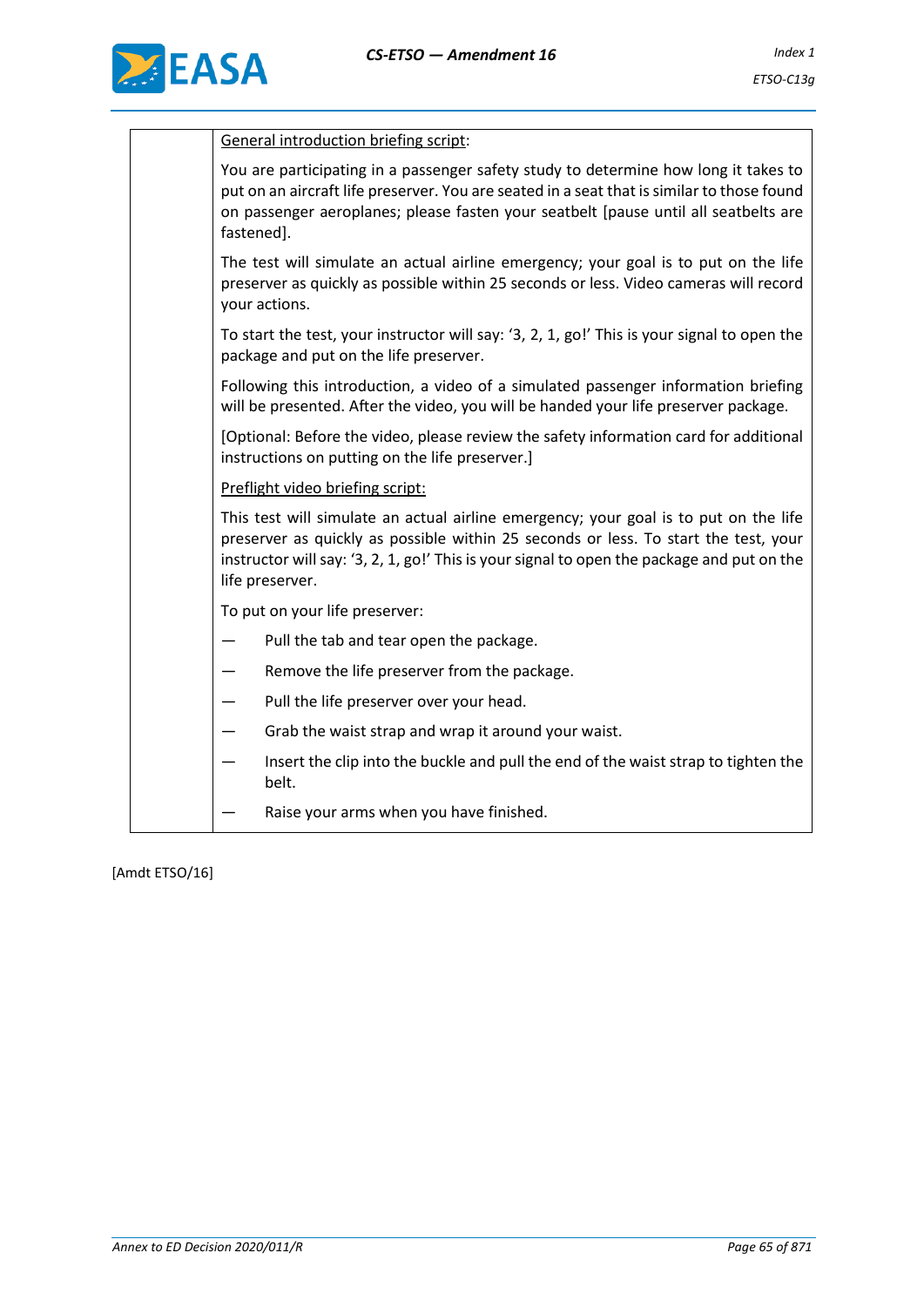| | General introduction briefing script:<br><br>You are participating in a passenger safety study to determine how long it takes to put on an aircraft life preserver. You are seated in a seat that is similar to those found on passenger aeroplanes; please fasten your seatbelt [pause until all seatbelts are fastened].<br><br>The test will simulate an actual airline emergency; your goal is to put on the life preserver as quickly as possible within 25 seconds or less. Video cameras will record your actions.<br><br>To start the test, your instructor will say: '3, 2, 1, go!' This is your signal to open the package and put on the life preserver.<br><br>Following this introduction, a video of a simulated passenger information briefing will be presented. After the video, you will be handed your life preserver package.<br><br>[Optional: Before the video, please review the safety information card for additional instructions on putting on the life preserver.]<br><br>Preflight video briefing script:<br><br>This test will simulate an actual airline emergency; your goal is to put on the life preserver as quickly as possible within 25 seconds or less. To start the test, your instructor will say: '3, 2, 1, go!' This is your signal to open the package and put on the life preserver.<br><br>To put on your life preserver:<br><br>— Pull the tab and tear open the package.<br>— Remove the life preserver from the package.<br>— Pull the life preserver over your head.<br>— Grab the waist strap and wrap it around your waist.<br>— Insert the clip into the buckle and pull the end of the waist strap to tighten the belt.<br>— Raise your arms when you have finished. |
|---|---|

[Amdt ETSO/16]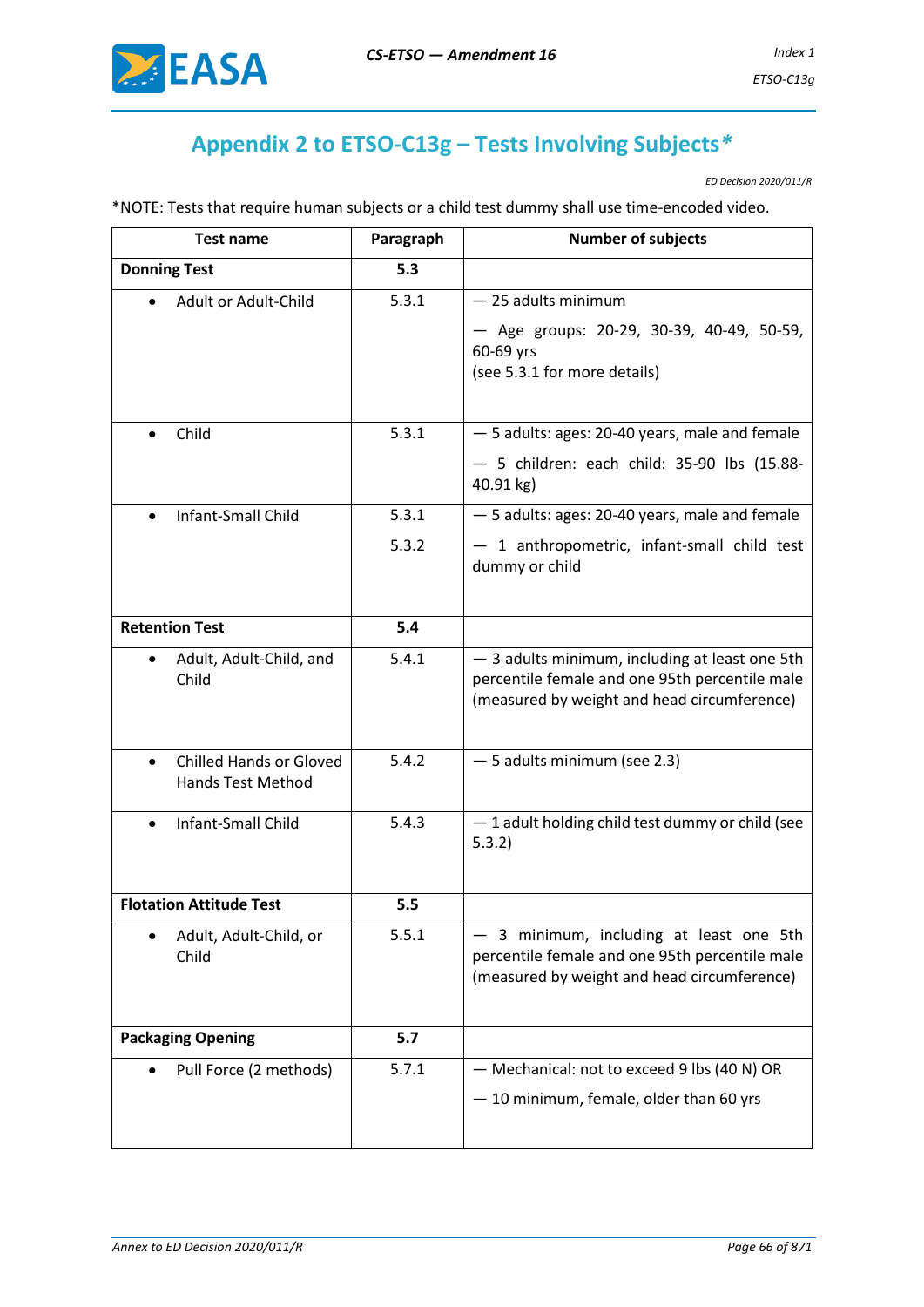# Appendix 2 to ETSO-C13g – Tests Involving Subjects*

*ED Decision 2020/011/R*

*NOTE: Tests that require human subjects or a child test dummy shall use time-encoded video.

| Test name | Paragraph | Number of subjects |
|---|---|---|
| **Donning Test** | **5.3** | |
| • Adult or Adult-Child | 5.3.1 | — 25 adults minimum<br>— Age groups: 20-29, 30-39, 40-49, 50-59, 60-69 yrs<br>(see 5.3.1 for more details) |
| • Child | 5.3.1 | — 5 adults: ages: 20-40 years, male and female<br>— 5 children: each child: 35-90 lbs (15.88-40.91 kg) |
| • Infant-Small Child | 5.3.1<br>5.3.2 | — 5 adults: ages: 20-40 years, male and female<br>— 1 anthropometric, infant-small child test dummy or child |
| **Retention Test** | **5.4** | |
| • Adult, Adult-Child, and Child | 5.4.1 | — 3 adults minimum, including at least one 5th percentile female and one 95th percentile male (measured by weight and head circumference) |
| • Chilled Hands or Gloved Hands Test Method | 5.4.2 | — 5 adults minimum (see 2.3) |
| • Infant-Small Child | 5.4.3 | — 1 adult holding child test dummy or child (see 5.3.2) |
| **Flotation Attitude Test** | **5.5** | |
| • Adult, Adult-Child, or Child | 5.5.1 | — 3 minimum, including at least one 5th percentile female and one 95th percentile male (measured by weight and head circumference) |
| **Packaging Opening** | **5.7** | |
| • Pull Force (2 methods) | 5.7.1 | — Mechanical: not to exceed 9 lbs (40 N) OR<br>— 10 minimum, female, older than 60 yrs |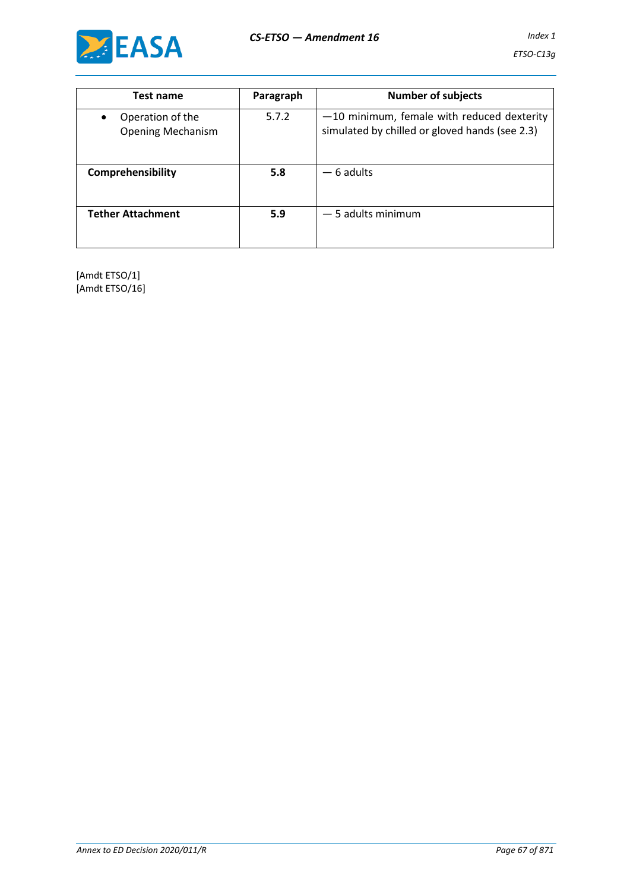| Test name | Paragraph | Number of subjects |
|---|---|---|
| • Operation of the Opening Mechanism | 5.7.2 | —10 minimum, female with reduced dexterity simulated by chilled or gloved hands (see 2.3) |
| **Comprehensibility** | **5.8** | — 6 adults |
| **Tether Attachment** | **5.9** | — 5 adults minimum |

[Amdt ETSO/1]
[Amdt ETSO/16]